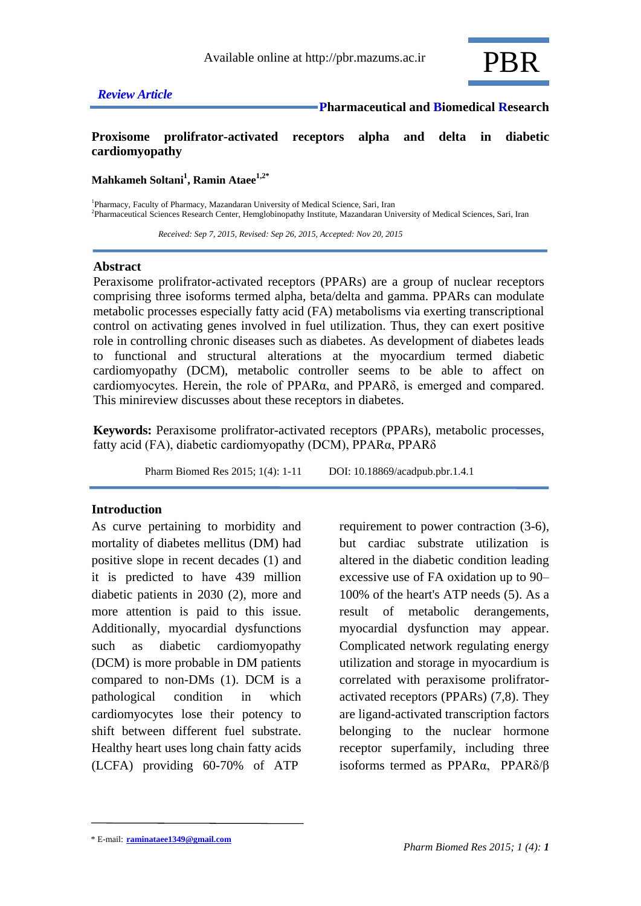Available online at http://pbr.mazums.ac.ir

*Review Article*

**Pharmaceutical and Biomedical Research**

# Proxisome prolifrator-activated receptors alpha and delta in diabetic cardiomyopathy

**Mahkameh Soltani[1], Ramin Ataee[1,2*]**

[1]Pharmacy, Faculty of Pharmacy, Mazandaran University of Medical Science, Sari, Iran
[2]Pharmaceutical Sciences Research Center, Hemglobinopathy Institute, Mazandaran University of Medical Sciences, Sari, Iran

*Received: Sep 7, 2015, Revised: Sep 26, 2015, Accepted: Nov 20, 2015*

## Abstract

Peraxisome prolifrator-activated receptors (PPARs) are a group of nuclear receptors comprising three isoforms termed alpha, beta/delta and gamma. PPARs can modulate metabolic processes especially fatty acid (FA) metabolisms via exerting transcriptional control on activating genes involved in fuel utilization. Thus, they can exert positive role in controlling chronic diseases such as diabetes. As development of diabetes leads to functional and structural alterations at the myocardium termed diabetic cardiomyopathy (DCM), metabolic controller seems to be able to affect on cardiomyocytes. Herein, the role of PPARα, and PPARδ, is emerged and compared. This minireview discusses about these receptors in diabetes.

**Keywords:** Peraxisome prolifrator-activated receptors (PPARs), metabolic processes, fatty acid (FA), diabetic cardiomyopathy (DCM), PPARα, PPARδ

Pharm Biomed Res 2015; 1(4): 1-11    DOI: 10.18869/acadpub.pbr.1.4.1

## Introduction

As curve pertaining to morbidity and mortality of diabetes mellitus (DM) had positive slope in recent decades (1) and it is predicted to have 439 million diabetic patients in 2030 (2), more and more attention is paid to this issue. Additionally, myocardial dysfunctions such as diabetic cardiomyopathy (DCM) is more probable in DM patients compared to non-DMs (1). DCM is a pathological condition in which cardiomyocytes lose their potency to shift between different fuel substrate. Healthy heart uses long chain fatty acids (LCFA) providing 60-70% of ATP requirement to power contraction (3-6), but cardiac substrate utilization is altered in the diabetic condition leading excessive use of FA oxidation up to 90–100% of the heart's ATP needs (5). As a result of metabolic derangements, myocardial dysfunction may appear. Complicated network regulating energy utilization and storage in myocardium is correlated with peraxisome prolifrator-activated receptors (PPARs) (7,8). They are ligand-activated transcription factors belonging to the nuclear hormone receptor superfamily, including three isoforms termed as PPARα, PPARδ/β

---

* E-mail: raminataee1349@gmail.com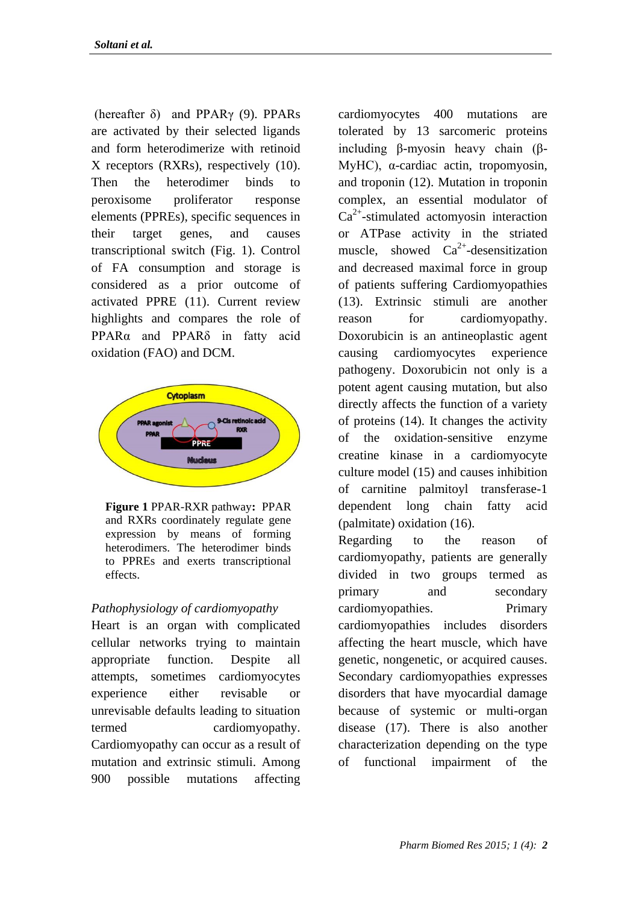(hereafter δ) and PPARγ (9). PPARs are activated by their selected ligands and form heterodimerize with retinoid X receptors (RXRs), respectively (10). Then the heterodimer binds to peroxisome proliferator response elements (PPREs), specific sequences in their target genes, and causes transcriptional switch (Fig. 1). Control of FA consumption and storage is considered as a prior outcome of activated PPRE (11). Current review highlights and compares the role of PPARα and PPARδ in fatty acid oxidation (FAO) and DCM.

**Figure 1** PPAR-RXR pathway**:** PPAR and RXRs coordinately regulate gene expression by means of forming heterodimers. The heterodimer binds to PPREs and exerts transcriptional effects.

*Pathophysiology of cardiomyopathy*

Heart is an organ with complicated cellular networks trying to maintain appropriate function. Despite all attempts, sometimes cardiomyocytes experience either revisable or unrevisable defaults leading to situation termed cardiomyopathy. Cardiomyopathy can occur as a result of mutation and extrinsic stimuli. Among 900 possible mutations affecting cardiomyocytes 400 mutations are tolerated by 13 sarcomeric proteins including β-myosin heavy chain (β-MyHC), α-cardiac actin, tropomyosin, and troponin (12). Mutation in troponin complex, an essential modulator of $Ca^{2+}$-stimulated actomyosin interaction or ATPase activity in the striated muscle, showed $Ca^{2+}$-desensitization and decreased maximal force in group of patients suffering Cardiomyopathies (13). Extrinsic stimuli are another reason for cardiomyopathy. Doxorubicin is an antineoplastic agent causing cardiomyocytes experience pathogeny. Doxorubicin not only is a potent agent causing mutation, but also directly affects the function of a variety of proteins (14). It changes the activity of the oxidation-sensitive enzyme creatine kinase in a cardiomyocyte culture model (15) and causes inhibition of carnitine palmitoyl transferase-1 dependent long chain fatty acid (palmitate) oxidation (16).

Regarding to the reason of cardiomyopathy, patients are generally divided in two groups termed as primary and secondary cardiomyopathies. Primary cardiomyopathies includes disorders affecting the heart muscle, which have genetic, nongenetic, or acquired causes. Secondary cardiomyopathies expresses disorders that have myocardial damage because of systemic or multi-organ disease (17). There is also another characterization depending on the type of functional impairment of the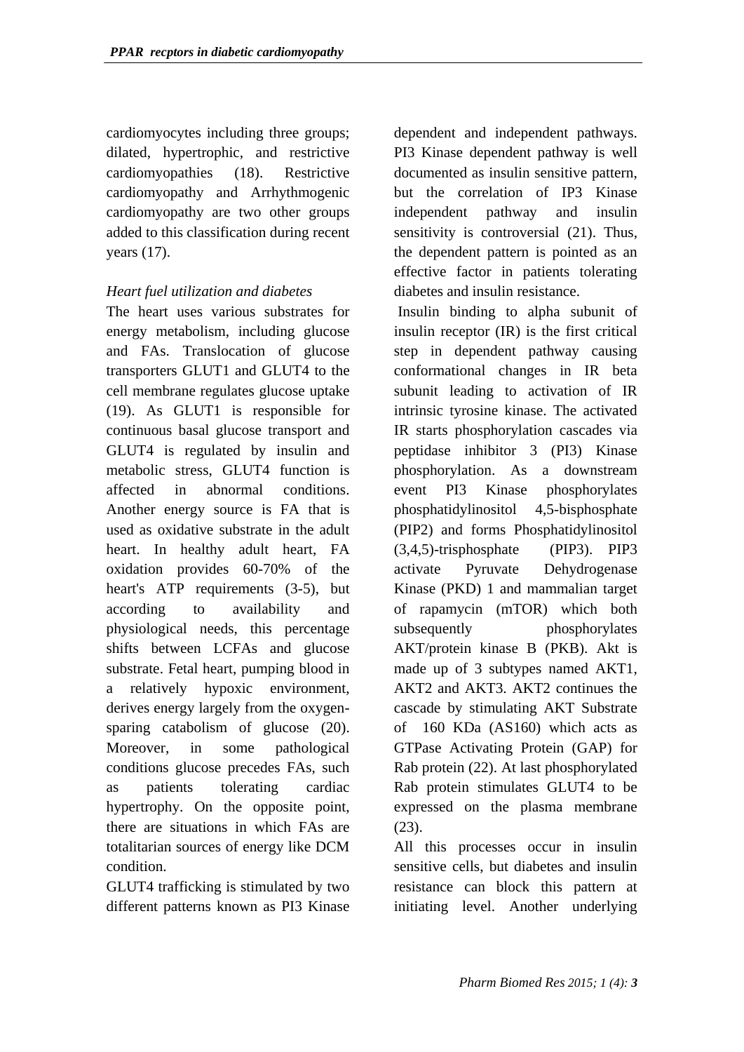cardiomyocytes including three groups; dilated, hypertrophic, and restrictive cardiomyopathies (18). Restrictive cardiomyopathy and Arrhythmogenic cardiomyopathy are two other groups added to this classification during recent years (17).

*Heart fuel utilization and diabetes*

The heart uses various substrates for energy metabolism, including glucose and FAs. Translocation of glucose transporters GLUT1 and GLUT4 to the cell membrane regulates glucose uptake (19). As GLUT1 is responsible for continuous basal glucose transport and GLUT4 is regulated by insulin and metabolic stress, GLUT4 function is affected in abnormal conditions. Another energy source is FA that is used as oxidative substrate in the adult heart. In healthy adult heart, FA oxidation provides 60-70% of the heart's ATP requirements (3-5), but according to availability and physiological needs, this percentage shifts between LCFAs and glucose substrate. Fetal heart, pumping blood in a relatively hypoxic environment, derives energy largely from the oxygen-sparing catabolism of glucose (20). Moreover, in some pathological conditions glucose precedes FAs, such as patients tolerating cardiac hypertrophy. On the opposite point, there are situations in which FAs are totalitarian sources of energy like DCM condition.

GLUT4 trafficking is stimulated by two different patterns known as PI3 Kinase dependent and independent pathways. PI3 Kinase dependent pathway is well documented as insulin sensitive pattern, but the correlation of IP3 Kinase independent pathway and insulin sensitivity is controversial (21). Thus, the dependent pattern is pointed as an effective factor in patients tolerating diabetes and insulin resistance.

Insulin binding to alpha subunit of insulin receptor (IR) is the first critical step in dependent pathway causing conformational changes in IR beta subunit leading to activation of IR intrinsic tyrosine kinase. The activated IR starts phosphorylation cascades via peptidase inhibitor 3 (PI3) Kinase phosphorylation. As a downstream event PI3 Kinase phosphorylates phosphatidylinositol 4,5-bisphosphate (PIP2) and forms Phosphatidylinositol (3,4,5)-trisphosphate (PIP3). PIP3 activate Pyruvate Dehydrogenase Kinase (PKD) 1 and mammalian target of rapamycin (mTOR) which both subsequently phosphorylates AKT/protein kinase B (PKB). Akt is made up of 3 subtypes named AKT1, AKT2 and AKT3. AKT2 continues the cascade by stimulating AKT Substrate of 160 KDa (AS160) which acts as GTPase Activating Protein (GAP) for Rab protein (22). At last phosphorylated Rab protein stimulates GLUT4 to be expressed on the plasma membrane (23).

All this processes occur in insulin sensitive cells, but diabetes and insulin resistance can block this pattern at initiating level. Another underlying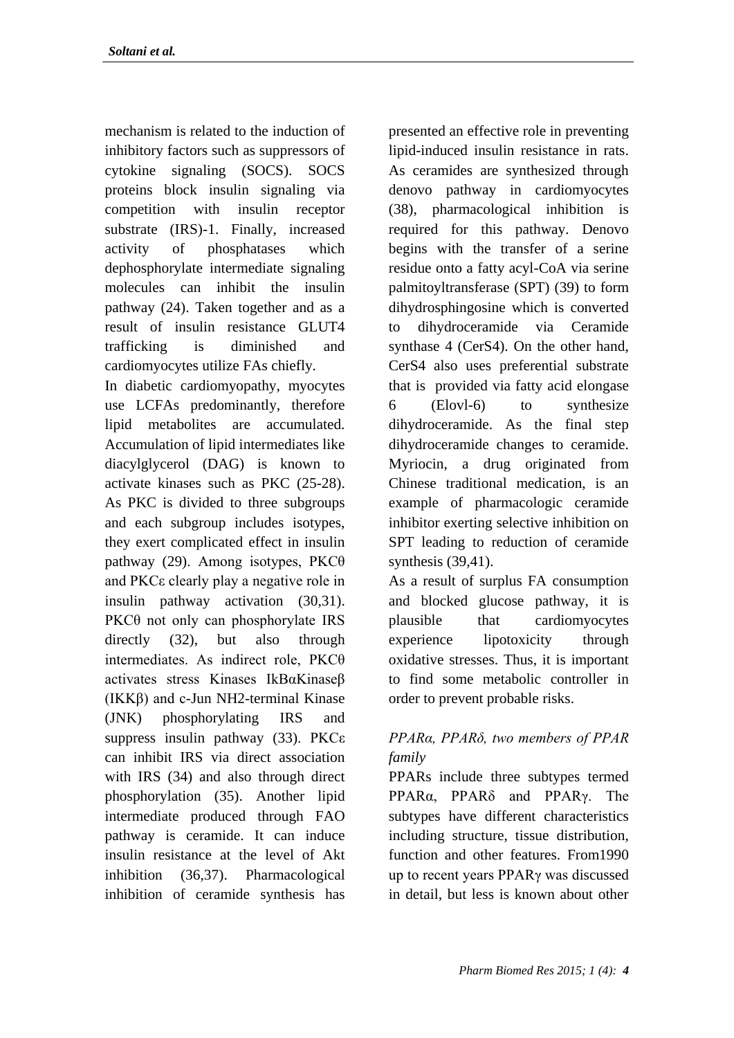mechanism is related to the induction of inhibitory factors such as suppressors of cytokine signaling (SOCS). SOCS proteins block insulin signaling via competition with insulin receptor substrate (IRS)-1. Finally, increased activity of phosphatases which dephosphorylate intermediate signaling molecules can inhibit the insulin pathway (24). Taken together and as a result of insulin resistance GLUT4 trafficking is diminished and cardiomyocytes utilize FAs chiefly.

In diabetic cardiomyopathy, myocytes use LCFAs predominantly, therefore lipid metabolites are accumulated. Accumulation of lipid intermediates like diacylglycerol (DAG) is known to activate kinases such as PKC (25-28). As PKC is divided to three subgroups and each subgroup includes isotypes, they exert complicated effect in insulin pathway (29). Among isotypes, PKCθ and PKCε clearly play a negative role in insulin pathway activation (30,31). PKCθ not only can phosphorylate IRS directly (32), but also through intermediates. As indirect role, PKCθ activates stress Kinases IkBαKinaseβ (IKKβ) and c-Jun NH2-terminal Kinase (JNK) phosphorylating IRS and suppress insulin pathway (33). PKCε can inhibit IRS via direct association with IRS (34) and also through direct phosphorylation (35). Another lipid intermediate produced through FAO pathway is ceramide. It can induce insulin resistance at the level of Akt inhibition (36,37). Pharmacological inhibition of ceramide synthesis has presented an effective role in preventing lipid-induced insulin resistance in rats. As ceramides are synthesized through denovo pathway in cardiomyocytes (38), pharmacological inhibition is required for this pathway. Denovo begins with the transfer of a serine residue onto a fatty acyl-CoA via serine palmitoyltransferase (SPT) (39) to form dihydrosphingosine which is converted to dihydroceramide via Ceramide synthase 4 (CerS4). On the other hand, CerS4 also uses preferential substrate that is provided via fatty acid elongase 6 (Elovl-6) to synthesize dihydroceramide. As the final step dihydroceramide changes to ceramide. Myriocin, a drug originated from Chinese traditional medication, is an example of pharmacologic ceramide inhibitor exerting selective inhibition on SPT leading to reduction of ceramide synthesis (39,41).

As a result of surplus FA consumption and blocked glucose pathway, it is plausible that cardiomyocytes experience lipotoxicity through oxidative stresses. Thus, it is important to find some metabolic controller in order to prevent probable risks.

### *PPARα, PPARδ, two members of PPAR family*

PPARs include three subtypes termed PPARα, PPARδ and PPARγ. The subtypes have different characteristics including structure, tissue distribution, function and other features. From1990 up to recent years PPARγ was discussed in detail, but less is known about other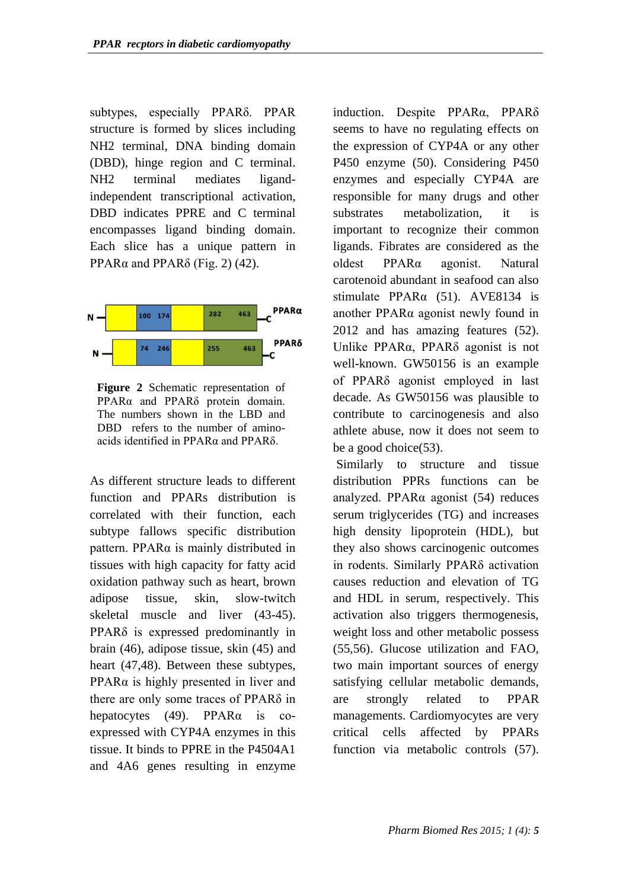subtypes, especially PPARδ. PPAR structure is formed by slices including NH2 terminal, DNA binding domain (DBD), hinge region and C terminal. NH2 terminal mediates ligand-independent transcriptional activation, DBD indicates PPRE and C terminal encompasses ligand binding domain. Each slice has a unique pattern in PPARα and PPARδ (Fig. 2) (42).

**Figure 2** Schematic representation of PPARα and PPARδ protein domain. The numbers shown in the LBD and DBD refers to the number of amino-acids identified in PPARα and PPARδ.

As different structure leads to different function and PPARs distribution is correlated with their function, each subtype fallows specific distribution pattern. PPARα is mainly distributed in tissues with high capacity for fatty acid oxidation pathway such as heart, brown adipose tissue, skin, slow-twitch skeletal muscle and liver (43-45). PPARδ is expressed predominantly in brain (46), adipose tissue, skin (45) and heart (47,48). Between these subtypes, PPARα is highly presented in liver and there are only some traces of PPARδ in hepatocytes (49). PPARα is co-expressed with CYP4A enzymes in this tissue. It binds to PPRE in the P4504A1 and 4A6 genes resulting in enzyme induction. Despite PPARα, PPARδ seems to have no regulating effects on the expression of CYP4A or any other P450 enzyme (50). Considering P450 enzymes and especially CYP4A are responsible for many drugs and other substrates metabolization, it is important to recognize their common ligands. Fibrates are considered as the oldest PPARα agonist. Natural carotenoid abundant in seafood can also stimulate PPARα (51). AVE8134 is another PPARα agonist newly found in 2012 and has amazing features (52). Unlike PPARα, PPARδ agonist is not well-known. GW50156 is an example of PPARδ agonist employed in last decade. As GW50156 was plausible to contribute to carcinogenesis and also athlete abuse, now it does not seem to be a good choice(53).

Similarly to structure and tissue distribution PPRs functions can be analyzed. PPARα agonist (54) reduces serum triglycerides (TG) and increases high density lipoprotein (HDL), but they also shows carcinogenic outcomes in rodents. Similarly PPARδ activation causes reduction and elevation of TG and HDL in serum, respectively. This activation also triggers thermogenesis, weight loss and other metabolic possess (55,56). Glucose utilization and FAO, two main important sources of energy satisfying cellular metabolic demands, are strongly related to PPAR managements. Cardiomyocytes are very critical cells affected by PPARs function via metabolic controls (57).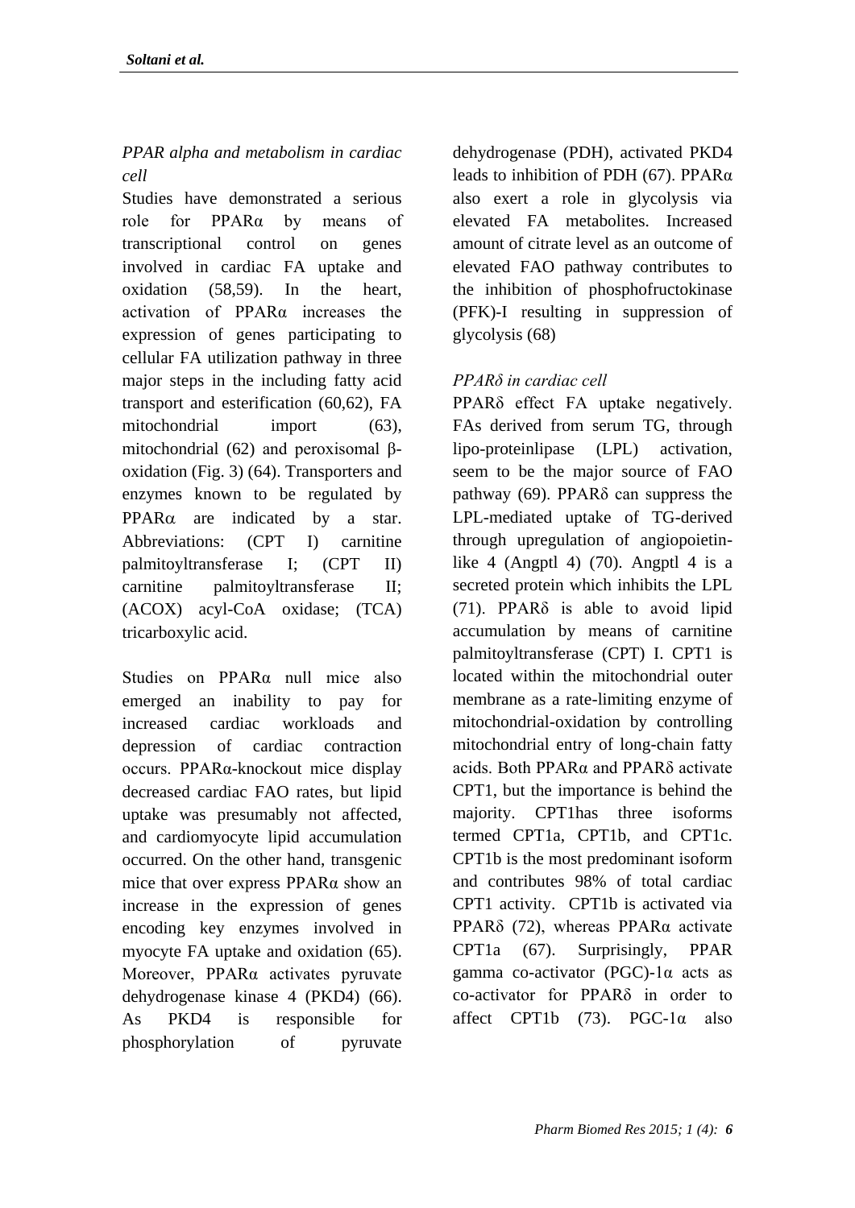*PPAR alpha and metabolism in cardiac cell*

Studies have demonstrated a serious role for PPARα by means of transcriptional control on genes involved in cardiac FA uptake and oxidation (58,59). In the heart, activation of PPARα increases the expression of genes participating to cellular FA utilization pathway in three major steps in the including fatty acid transport and esterification (60,62), FA mitochondrial import (63), mitochondrial (62) and peroxisomal β-oxidation (Fig. 3) (64). Transporters and enzymes known to be regulated by PPARα are indicated by a star. Abbreviations: (CPT I) carnitine palmitoyltransferase I; (CPT II) carnitine palmitoyltransferase II; (ACOX) acyl-CoA oxidase; (TCA) tricarboxylic acid.

Studies on PPARα null mice also emerged an inability to pay for increased cardiac workloads and depression of cardiac contraction occurs. PPARα-knockout mice display decreased cardiac FAO rates, but lipid uptake was presumably not affected, and cardiomyocyte lipid accumulation occurred. On the other hand, transgenic mice that over express PPARα show an increase in the expression of genes encoding key enzymes involved in myocyte FA uptake and oxidation (65). Moreover, PPARα activates pyruvate dehydrogenase kinase 4 (PKD4) (66). As PKD4 is responsible for phosphorylation of pyruvate dehydrogenase (PDH), activated PKD4 leads to inhibition of PDH (67). PPARα also exert a role in glycolysis via elevated FA metabolites. Increased amount of citrate level as an outcome of elevated FAO pathway contributes to the inhibition of phosphofructokinase (PFK)-I resulting in suppression of glycolysis (68)

*PPARδ in cardiac cell*

PPARδ effect FA uptake negatively. FAs derived from serum TG, through lipo-proteinlipase (LPL) activation, seem to be the major source of FAO pathway (69). PPARδ can suppress the LPL-mediated uptake of TG-derived through upregulation of angiopoietin-like 4 (Angptl 4) (70). Angptl 4 is a secreted protein which inhibits the LPL (71). PPARδ is able to avoid lipid accumulation by means of carnitine palmitoyltransferase (CPT) I. CPT1 is located within the mitochondrial outer membrane as a rate-limiting enzyme of mitochondrial-oxidation by controlling mitochondrial entry of long-chain fatty acids. Both PPARα and PPARδ activate CPT1, but the importance is behind the majority. CPT1has three isoforms termed CPT1a, CPT1b, and CPT1c. CPT1b is the most predominant isoform and contributes 98% of total cardiac CPT1 activity. CPT1b is activated via PPARδ (72), whereas PPARα activate CPT1a (67). Surprisingly, PPAR gamma co-activator (PGC)-1α acts as co-activator for PPARδ in order to affect CPT1b (73). PGC-1α also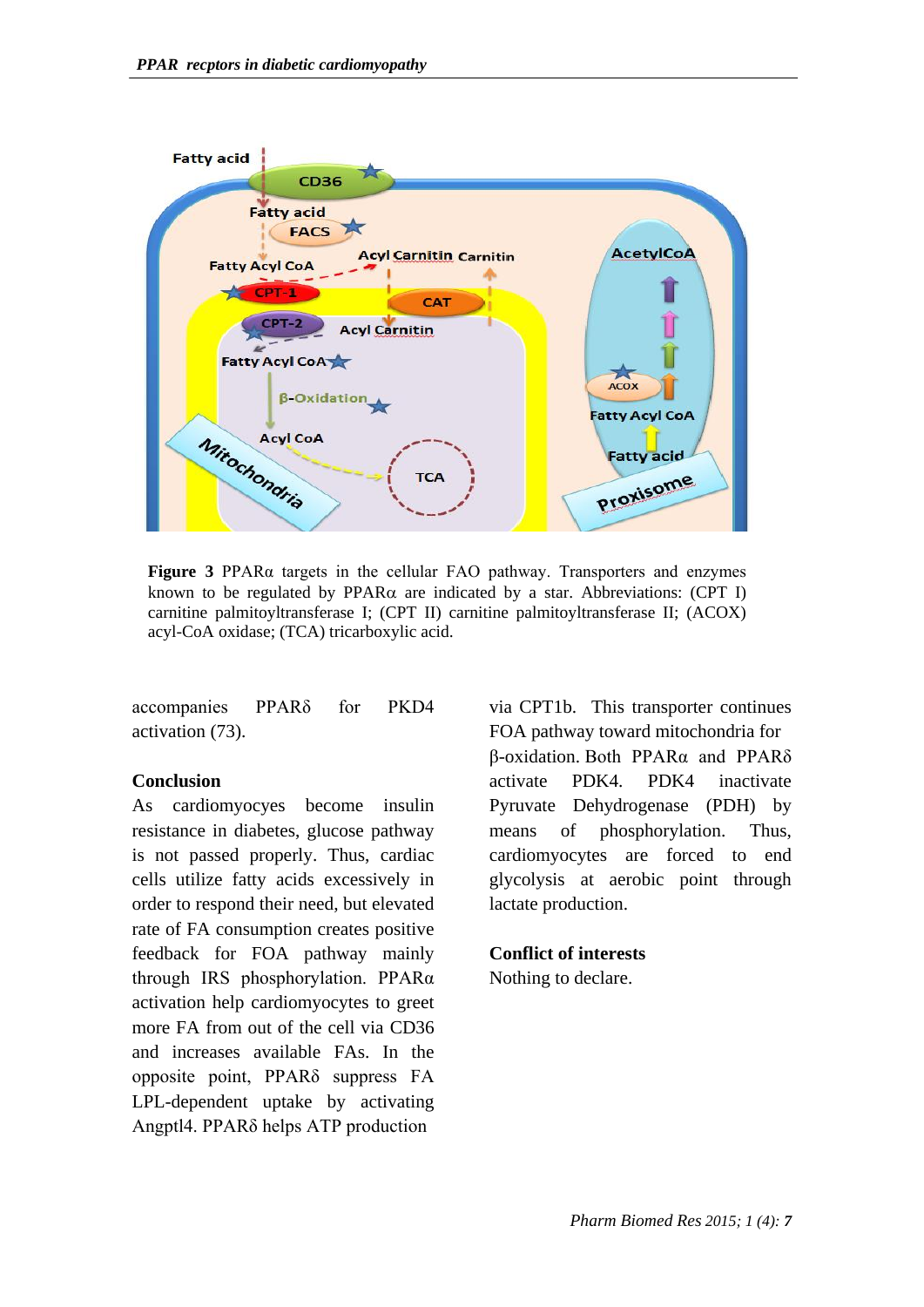**Figure 3** PPARα targets in the cellular FAO pathway. Transporters and enzymes known to be regulated by PPARα are indicated by a star. Abbreviations: (CPT I) carnitine palmitoyltransferase I; (CPT II) carnitine palmitoyltransferase II; (ACOX) acyl-CoA oxidase; (TCA) tricarboxylic acid.

accompanies PPARδ for PKD4 activation (73).

## Conclusion

As cardiomyocyes become insulin resistance in diabetes, glucose pathway is not passed properly. Thus, cardiac cells utilize fatty acids excessively in order to respond their need, but elevated rate of FA consumption creates positive feedback for FOA pathway mainly through IRS phosphorylation. PPARα activation help cardiomyocytes to greet more FA from out of the cell via CD36 and increases available FAs. In the opposite point, PPARδ suppress FA LPL-dependent uptake by activating Angptl4. PPARδ helps ATP production via CPT1b. This transporter continues FOA pathway toward mitochondria for β-oxidation. Both PPARα and PPARδ activate PDK4. PDK4 inactivate Pyruvate Dehydrogenase (PDH) by means of phosphorylation. Thus, cardiomyocytes are forced to end glycolysis at aerobic point through lactate production.

## Conflict of interests

Nothing to declare.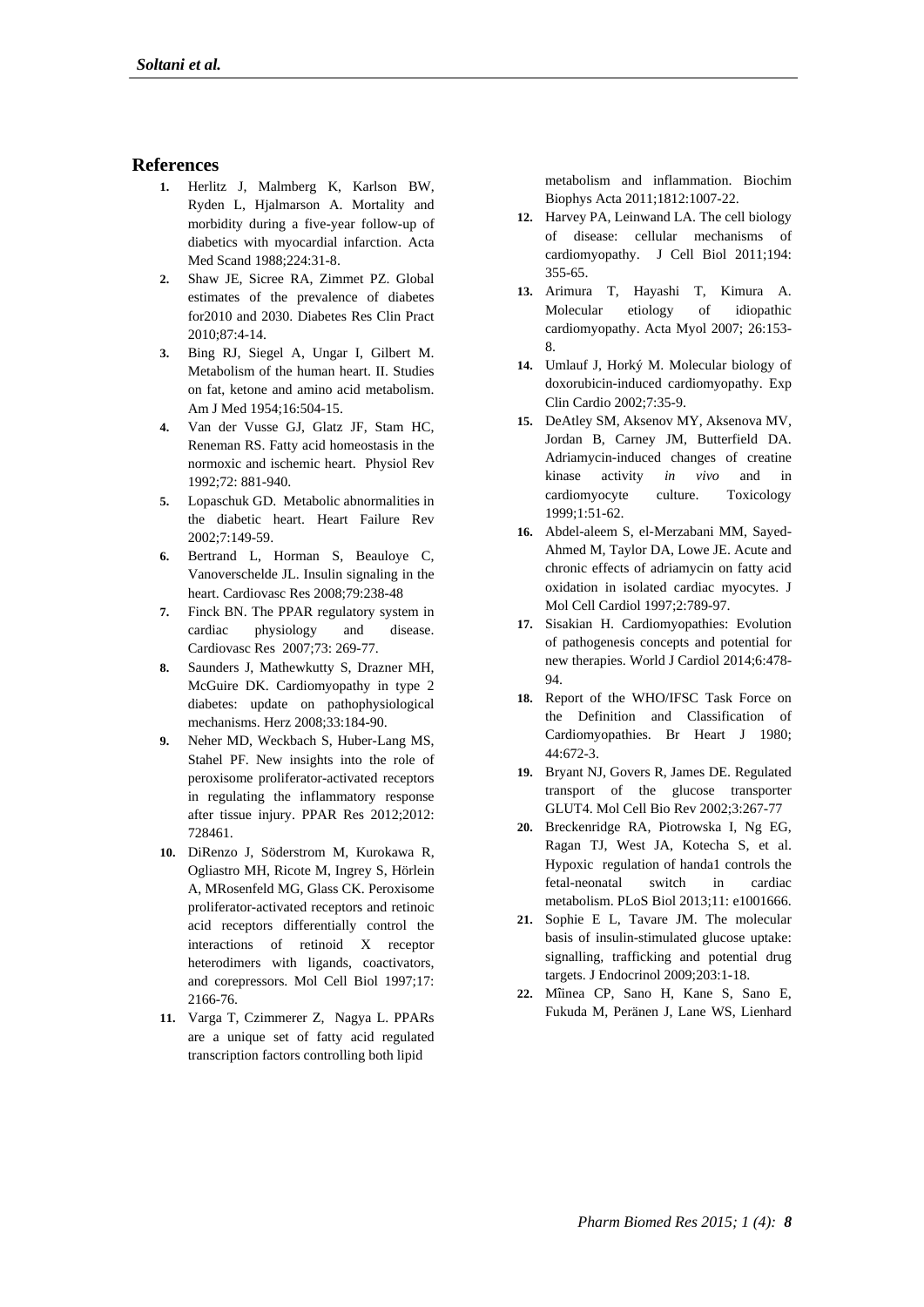## References

1. Herlitz J, Malmberg K, Karlson BW, Ryden L, Hjalmarson A. Mortality and morbidity during a five-year follow-up of diabetics with myocardial infarction. Acta Med Scand 1988;224:31-8.
2. Shaw JE, Sicree RA, Zimmet PZ. Global estimates of the prevalence of diabetes for2010 and 2030. Diabetes Res Clin Pract 2010;87:4-14.
3. Bing RJ, Siegel A, Ungar I, Gilbert M. Metabolism of the human heart. II. Studies on fat, ketone and amino acid metabolism. Am J Med 1954;16:504-15.
4. Van der Vusse GJ, Glatz JF, Stam HC, Reneman RS. Fatty acid homeostasis in the normoxic and ischemic heart. Physiol Rev 1992;72: 881-940.
5. Lopaschuk GD. Metabolic abnormalities in the diabetic heart. Heart Failure Rev 2002;7:149-59.
6. Bertrand L, Horman S, Beauloye C, Vanoverschelde JL. Insulin signaling in the heart. Cardiovasc Res 2008;79:238-48
7. Finck BN. The PPAR regulatory system in cardiac physiology and disease. Cardiovasc Res 2007;73: 269-77.
8. Saunders J, Mathewkutty S, Drazner MH, McGuire DK. Cardiomyopathy in type 2 diabetes: update on pathophysiological mechanisms. Herz 2008;33:184-90.
9. Neher MD, Weckbach S, Huber-Lang MS, Stahel PF. New insights into the role of peroxisome proliferator-activated receptors in regulating the inflammatory response after tissue injury. PPAR Res 2012;2012: 728461.
10. DiRenzo J, Söderstrom M, Kurokawa R, Ogliastro MH, Ricote M, Ingrey S, Hörlein A, MRosenfeld MG, Glass CK. Peroxisome proliferator-activated receptors and retinoic acid receptors differentially control the interactions of retinoid X receptor heterodimers with ligands, coactivators, and corepressors. Mol Cell Biol 1997;17: 2166-76.
11. Varga T, Czimmerer Z, Nagya L. PPARs are a unique set of fatty acid regulated transcription factors controlling both lipid metabolism and inflammation. Biochim Biophys Acta 2011;1812:1007-22.
12. Harvey PA, Leinwand LA. The cell biology of disease: cellular mechanisms of cardiomyopathy. J Cell Biol 2011;194: 355-65.
13. Arimura T, Hayashi T, Kimura A. Molecular etiology of idiopathic cardiomyopathy. Acta Myol 2007; 26:153-8.
14. Umlauf J, Horký M. Molecular biology of doxorubicin-induced cardiomyopathy. Exp Clin Cardio 2002;7:35-9.
15. DeAtley SM, Aksenov MY, Aksenova MV, Jordan B, Carney JM, Butterfield DA. Adriamycin-induced changes of creatine kinase activity *in vivo* and in cardiomyocyte culture. Toxicology 1999;1:51-62.
16. Abdel-aleem S, el-Merzabani MM, Sayed-Ahmed M, Taylor DA, Lowe JE. Acute and chronic effects of adriamycin on fatty acid oxidation in isolated cardiac myocytes. J Mol Cell Cardiol 1997;2:789-97.
17. Sisakian H. Cardiomyopathies: Evolution of pathogenesis concepts and potential for new therapies. World J Cardiol 2014;6:478-94.
18. Report of the WHO/IFSC Task Force on the Definition and Classification of Cardiomyopathies. Br Heart J 1980; 44:672-3.
19. Bryant NJ, Govers R, James DE. Regulated transport of the glucose transporter GLUT4. Mol Cell Bio Rev 2002;3:267-77
20. Breckenridge RA, Piotrowska I, Ng EG, Ragan TJ, West JA, Kotecha S, et al. Hypoxic regulation of handa1 controls the fetal-neonatal switch in cardiac metabolism. PLoS Biol 2013;11: e1001666.
21. Sophie E L, Tavare JM. The molecular basis of insulin-stimulated glucose uptake: signalling, trafficking and potential drug targets. J Endocrinol 2009;203:1-18.
22. Mîinea CP, Sano H, Kane S, Sano E, Fukuda M, Peränen J, Lane WS, Lienhard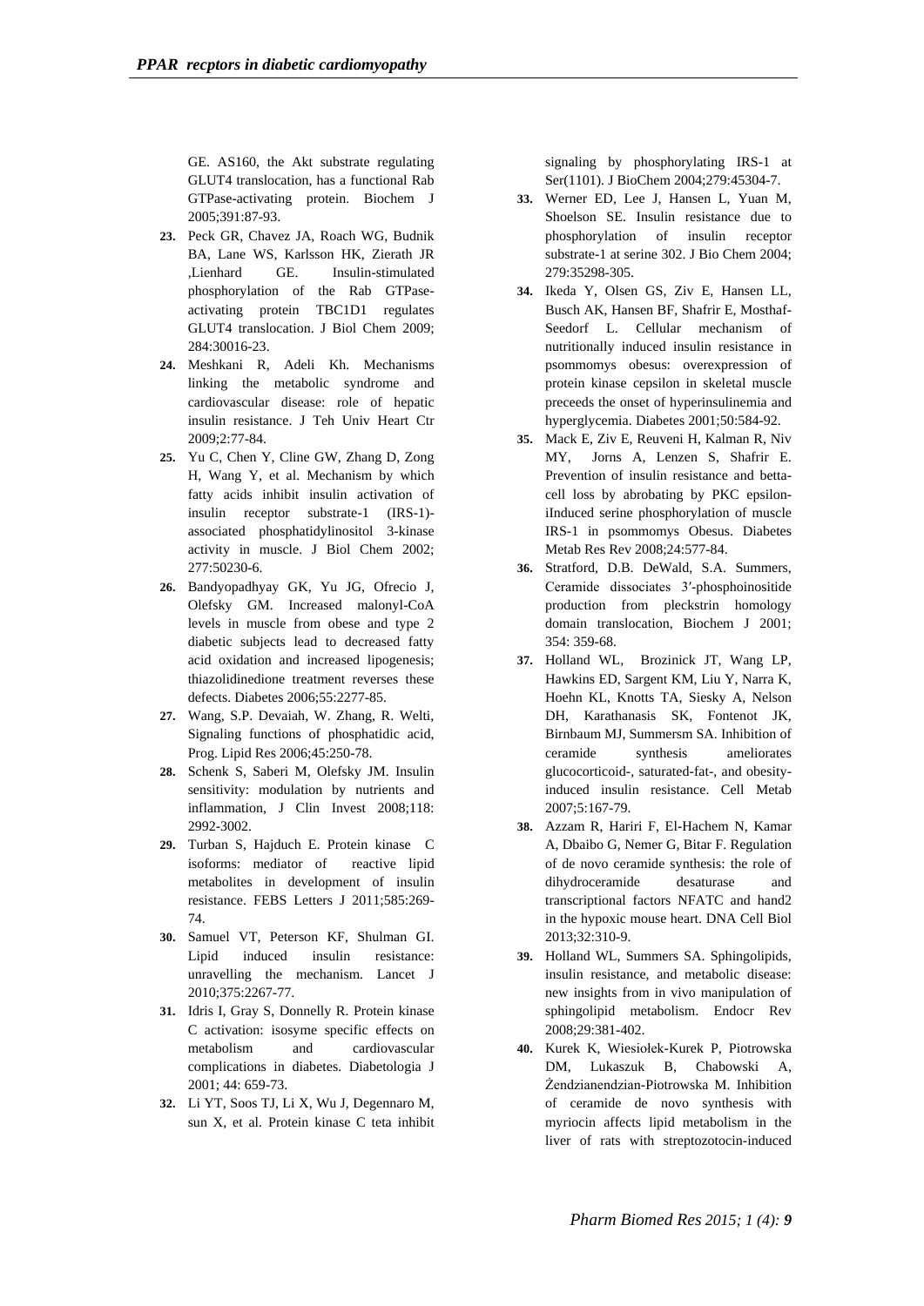GE. AS160, the Akt substrate regulating GLUT4 translocation, has a functional Rab GTPase-activating protein. Biochem J 2005;391:87-93.

23. Peck GR, Chavez JA, Roach WG, Budnik BA, Lane WS, Karlsson HK, Zierath JR ,Lienhard GE. Insulin-stimulated phosphorylation of the Rab GTPase-activating protein TBC1D1 regulates GLUT4 translocation. J Biol Chem 2009; 284:30016-23.

24. Meshkani R, Adeli Kh. Mechanisms linking the metabolic syndrome and cardiovascular disease: role of hepatic insulin resistance. J Teh Univ Heart Ctr 2009;2:77-84.

25. Yu C, Chen Y, Cline GW, Zhang D, Zong H, Wang Y, et al. Mechanism by which fatty acids inhibit insulin activation of insulin receptor substrate-1 (IRS-1)-associated phosphatidylinositol 3-kinase activity in muscle. J Biol Chem 2002; 277:50230-6.

26. Bandyopadhyay GK, Yu JG, Ofrecio J, Olefsky GM. Increased malonyl-CoA levels in muscle from obese and type 2 diabetic subjects lead to decreased fatty acid oxidation and increased lipogenesis; thiazolidinedione treatment reverses these defects. Diabetes 2006;55:2277-85.

27. Wang, S.P. Devaiah, W. Zhang, R. Welti, Signaling functions of phosphatidic acid, Prog. Lipid Res 2006;45:250-78.

28. Schenk S, Saberi M, Olefsky JM. Insulin sensitivity: modulation by nutrients and inflammation, J Clin Invest 2008;118: 2992-3002.

29. Turban S, Hajduch E. Protein kinase C isoforms: mediator of reactive lipid metabolites in development of insulin resistance. FEBS Letters J 2011;585:269-74.

30. Samuel VT, Peterson KF, Shulman GI. Lipid induced insulin resistance: unravelling the mechanism. Lancet J 2010;375:2267-77.

31. Idris I, Gray S, Donnelly R. Protein kinase C activation: isosyme specific effects on metabolism and cardiovascular complications in diabetes. Diabetologia J 2001; 44: 659-73.

32. Li YT, Soos TJ, Li X, Wu J, Degennaro M, sun X, et al. Protein kinase C teta inhibit signaling by phosphorylating IRS-1 at Ser(1101). J BioChem 2004;279:45304-7.

33. Werner ED, Lee J, Hansen L, Yuan M, Shoelson SE. Insulin resistance due to phosphorylation of insulin receptor substrate-1 at serine 302. J Bio Chem 2004; 279:35298-305.

34. Ikeda Y, Olsen GS, Ziv E, Hansen LL, Busch AK, Hansen BF, Shafrir E, Mosthaf-Seedorf L. Cellular mechanism of nutritionally induced insulin resistance in psommomys obesus: overexpression of protein kinase cepsilon in skeletal muscle preceeds the onset of hyperinsulinemia and hyperglycemia. Diabetes 2001;50:584-92.

35. Mack E, Ziv E, Reuveni H, Kalman R, Niv MY, Jorns A, Lenzen S, Shafrir E. Prevention of insulin resistance and betta-cell loss by abrobating by PKC epsilon-iInduced serine phosphorylation of muscle IRS-1 in psommomys Obesus. Diabetes Metab Res Rev 2008;24:577-84.

36. Stratford, D.B. DeWald, S.A. Summers, Ceramide dissociates 3′-phosphoinositide production from pleckstrin homology domain translocation, Biochem J 2001; 354: 359-68.

37. Holland WL, Brozinick JT, Wang LP, Hawkins ED, Sargent KM, Liu Y, Narra K, Hoehn KL, Knotts TA, Siesky A, Nelson DH, Karathanasis SK, Fontenot JK, Birnbaum MJ, Summersm SA. Inhibition of ceramide synthesis ameliorates glucocorticoid-, saturated-fat-, and obesity-induced insulin resistance. Cell Metab 2007;5:167-79.

38. Azzam R, Hariri F, El-Hachem N, Kamar A, Dbaibo G, Nemer G, Bitar F. Regulation of de novo ceramide synthesis: the role of dihydroceramide desaturase and transcriptional factors NFATC and hand2 in the hypoxic mouse heart. DNA Cell Biol 2013;32:310-9.

39. Holland WL, Summers SA. Sphingolipids, insulin resistance, and metabolic disease: new insights from in vivo manipulation of sphingolipid metabolism. Endocr Rev 2008;29:381-402.

40. Kurek K, Wiesiołek-Kurek P, Piotrowska DM, Lukaszuk B, Chabowski A, Żendzianendzian-Piotrowska M. Inhibition of ceramide de novo synthesis with myriocin affects lipid metabolism in the liver of rats with streptozotocin-induced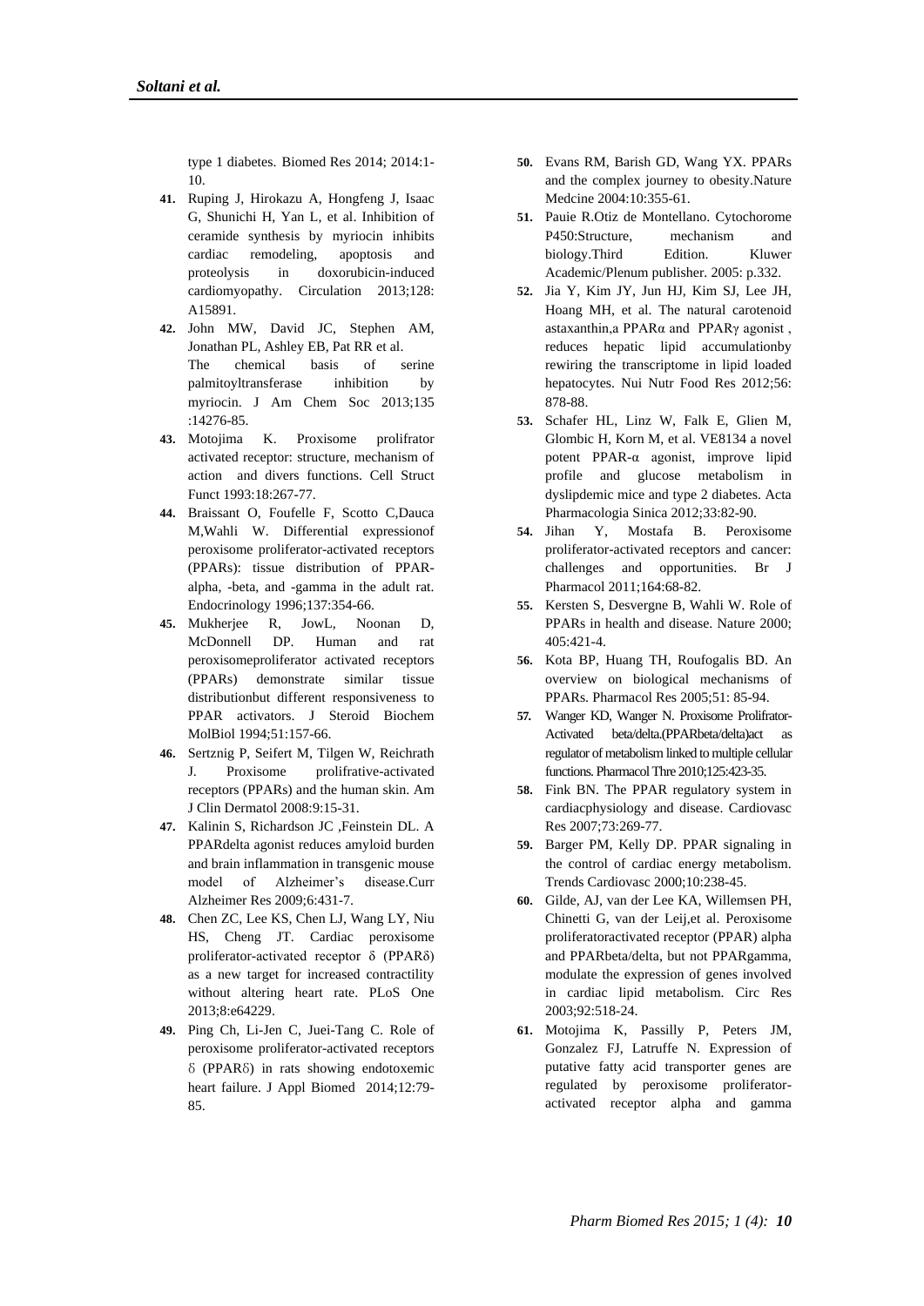type 1 diabetes. Biomed Res 2014; 2014:1-10.

41. Ruping J, Hirokazu A, Hongfeng J, Isaac G, Shunichi H, Yan L, et al. Inhibition of ceramide synthesis by myriocin inhibits cardiac remodeling, apoptosis and proteolysis in doxorubicin-induced cardiomyopathy. Circulation 2013;128: A15891.
42. John MW, David JC, Stephen AM, Jonathan PL, Ashley EB, Pat RR et al. The chemical basis of serine palmitoyltransferase inhibition by myriocin. J Am Chem Soc 2013;135 :14276-85.
43. Motojima K. Proxisome prolifrator activated receptor: structure, mechanism of action and divers functions. Cell Struct Funct 1993:18:267-77.
44. Braissant O, Foufelle F, Scotto C,Dauca M,Wahli W. Differential expressionof peroxisome proliferator-activated receptors (PPARs): tissue distribution of PPAR-alpha, -beta, and -gamma in the adult rat. Endocrinology 1996;137:354-66.
45. Mukherjee R, JowL, Noonan D, McDonnell DP. Human and rat peroxisomeproliferator activated receptors (PPARs) demonstrate similar tissue distributionbut different responsiveness to PPAR activators. J Steroid Biochem MolBiol 1994;51:157-66.
46. Sertznig P, Seifert M, Tilgen W, Reichrath J. Proxisome prolifrative-activated receptors (PPARs) and the human skin. Am J Clin Dermatol 2008:9:15-31.
47. Kalinin S, Richardson JC ,Feinstein DL. A PPARdelta agonist reduces amyloid burden and brain inflammation in transgenic mouse model of Alzheimer's disease.Curr Alzheimer Res 2009;6:431-7.
48. Chen ZC, Lee KS, Chen LJ, Wang LY, Niu HS, Cheng JT. Cardiac peroxisome proliferator-activated receptor δ (PPARδ) as a new target for increased contractility without altering heart rate. PLoS One 2013;8:e64229.
49. Ping Ch, Li-Jen C, Juei-Tang C. Role of peroxisome proliferator-activated receptors δ (PPARδ) in rats showing endotoxemic heart failure. J Appl Biomed 2014;12:79-85.
50. Evans RM, Barish GD, Wang YX. PPARs and the complex journey to obesity.Nature Medcine 2004:10:355-61.
51. Pauie R.Otiz de Montellano. Cytochorome P450:Structure, mechanism and biology.Third Edition. Kluwer Academic/Plenum publisher. 2005: p.332.
52. Jia Y, Kim JY, Jun HJ, Kim SJ, Lee JH, Hoang MH, et al. The natural carotenoid astaxanthin,a PPARα and PPARγ agonist , reduces hepatic lipid accumulationby rewiring the transcriptome in lipid loaded hepatocytes. Nui Nutr Food Res 2012;56: 878-88.
53. Schafer HL, Linz W, Falk E, Glien M, Glombic H, Korn M, et al. VE8134 a novel potent PPAR-α agonist, improve lipid profile and glucose metabolism in dyslipdemic mice and type 2 diabetes. Acta Pharmacologia Sinica 2012;33:82-90.
54. Jihan Y, Mostafa B. Peroxisome proliferator-activated receptors and cancer: challenges and opportunities. Br J Pharmacol 2011;164:68-82.
55. Kersten S, Desvergne B, Wahli W. Role of PPARs in health and disease. Nature 2000; 405:421-4.
56. Kota BP, Huang TH, Roufogalis BD. An overview on biological mechanisms of PPARs. Pharmacol Res 2005;51: 85-94.
57. Wanger KD, Wanger N. Proxisome Prolifrator-Activated beta/delta.(PPARbeta/delta)act as regulator of metabolism linked to multiple cellular functions. Pharmacol Thre 2010;125:423-35.
58. Fink BN. The PPAR regulatory system in cardiacphysiology and disease. Cardiovasc Res 2007;73:269-77.
59. Barger PM, Kelly DP. PPAR signaling in the control of cardiac energy metabolism. Trends Cardiovasc 2000;10:238-45.
60. Gilde, AJ, van der Lee KA, Willemsen PH, Chinetti G, van der Leij,et al. Peroxisome proliferatoractivated receptor (PPAR) alpha and PPARbeta/delta, but not PPARgamma, modulate the expression of genes involved in cardiac lipid metabolism. Circ Res 2003;92:518-24.
61. Motojima K, Passilly P, Peters JM, Gonzalez FJ, Latruffe N. Expression of putative fatty acid transporter genes are regulated by peroxisome proliferator-activated receptor alpha and gamma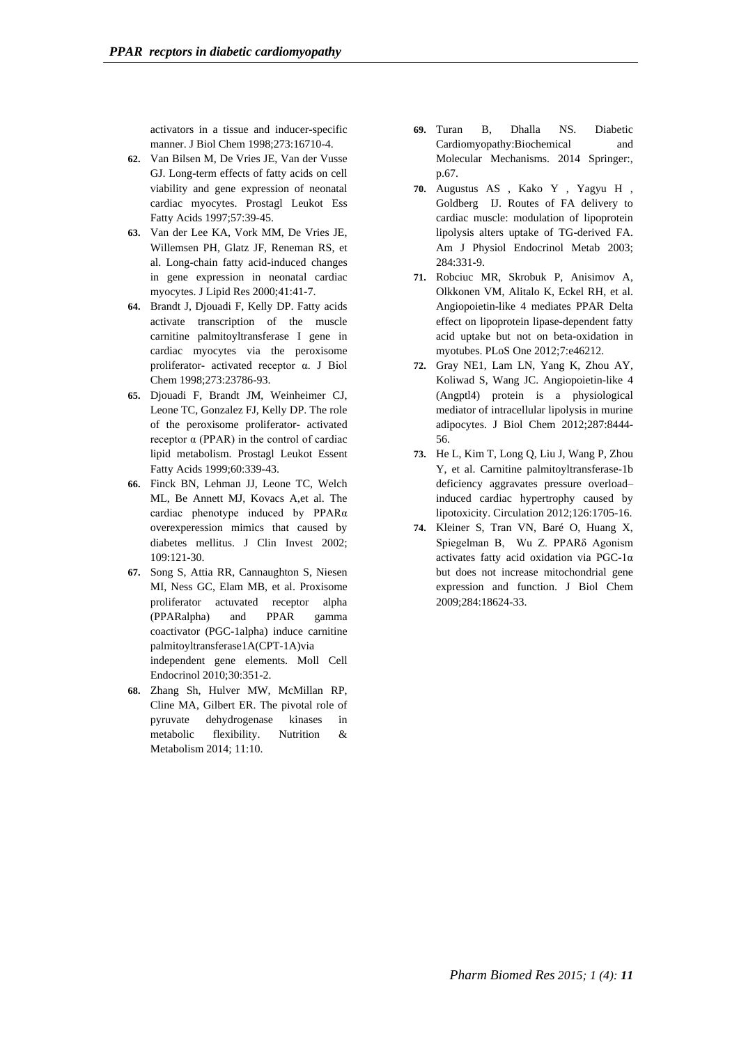activators in a tissue and inducer-specific manner. J Biol Chem 1998;273:16710-4.

62. Van Bilsen M, De Vries JE, Van der Vusse GJ. Long-term effects of fatty acids on cell viability and gene expression of neonatal cardiac myocytes. Prostagl Leukot Ess Fatty Acids 1997;57:39-45.
63. Van der Lee KA, Vork MM, De Vries JE, Willemsen PH, Glatz JF, Reneman RS, et al. Long-chain fatty acid-induced changes in gene expression in neonatal cardiac myocytes. J Lipid Res 2000;41:41-7.
64. Brandt J, Djouadi F, Kelly DP. Fatty acids activate transcription of the muscle carnitine palmitoyltransferase I gene in cardiac myocytes via the peroxisome proliferator- activated receptor α. J Biol Chem 1998;273:23786-93.
65. Djouadi F, Brandt JM, Weinheimer CJ, Leone TC, Gonzalez FJ, Kelly DP. The role of the peroxisome proliferator- activated receptor α (PPAR) in the control of cardiac lipid metabolism. Prostagl Leukot Essent Fatty Acids 1999;60:339-43.
66. Finck BN, Lehman JJ, Leone TC, Welch ML, Be Annett MJ, Kovacs A,et al. The cardiac phenotype induced by PPARα overexperession mimics that caused by diabetes mellitus. J Clin Invest 2002; 109:121-30.
67. Song S, Attia RR, Cannaughton S, Niesen MI, Ness GC, Elam MB, et al. Proxisome proliferator actuvated receptor alpha (PPARalpha) and PPAR gamma coactivator (PGC-1alpha) induce carnitine palmitoyltransferase1A(CPT-1A)via independent gene elements. Moll Cell Endocrinol 2010;30:351-2.
68. Zhang Sh, Hulver MW, McMillan RP, Cline MA, Gilbert ER. The pivotal role of pyruvate dehydrogenase kinases in metabolic flexibility. Nutrition & Metabolism 2014; 11:10.
69. Turan B, Dhalla NS. Diabetic Cardiomyopathy:Biochemical and Molecular Mechanisms. 2014 Springer:, p.67.
70. Augustus AS , Kako Y , Yagyu H , Goldberg IJ. Routes of FA delivery to cardiac muscle: modulation of lipoprotein lipolysis alters uptake of TG-derived FA. Am J Physiol Endocrinol Metab 2003; 284:331-9.
71. Robciuc MR, Skrobuk P, Anisimov A, Olkkonen VM, Alitalo K, Eckel RH, et al. Angiopoietin-like 4 mediates PPAR Delta effect on lipoprotein lipase-dependent fatty acid uptake but not on beta-oxidation in myotubes. PLoS One 2012;7:e46212.
72. Gray NE1, Lam LN, Yang K, Zhou AY, Koliwad S, Wang JC. Angiopoietin-like 4 (Angptl4) protein is a physiological mediator of intracellular lipolysis in murine adipocytes. J Biol Chem 2012;287:8444-56.
73. He L, Kim T, Long Q, Liu J, Wang P, Zhou Y, et al. Carnitine palmitoyltransferase-1b deficiency aggravates pressure overload–induced cardiac hypertrophy caused by lipotoxicity. Circulation 2012;126:1705-16.
74. Kleiner S, Tran VN, Baré O, Huang X, Spiegelman B, Wu Z. PPARδ Agonism activates fatty acid oxidation via PGC-1α but does not increase mitochondrial gene expression and function. J Biol Chem 2009;284:18624-33.